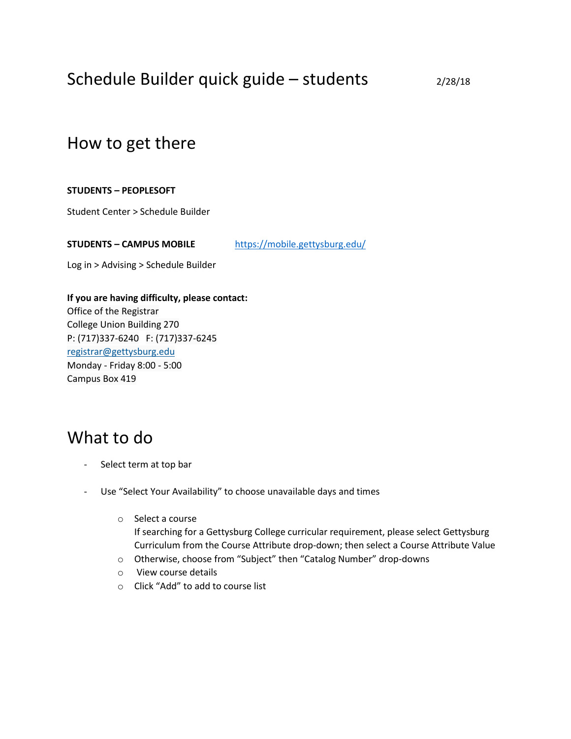# Schedule Builder quick guide – students

2/28/18

## How to get there

**STUDENTS – PEOPLESOFT**

Student Center > Schedule Builder

**STUDENTS – CAMPUS MOBILE** https://mobile.gettysburg.edu/

Log in > Advising > Schedule Builder

**If you are having difficulty, please contact:**
Office of the Registrar
College Union Building 270
P: (717)337-6240 F: (717)337-6245
registrar@gettysburg.edu
Monday - Friday 8:00 - 5:00
Campus Box 419

## What to do

- Select term at top bar
- Use "Select Your Availability" to choose unavailable days and times
  - Select a course
    If searching for a Gettysburg College curricular requirement, please select Gettysburg Curriculum from the Course Attribute drop-down; then select a Course Attribute Value
  - Otherwise, choose from "Subject" then "Catalog Number" drop-downs
  - View course details
  - Click "Add" to add to course list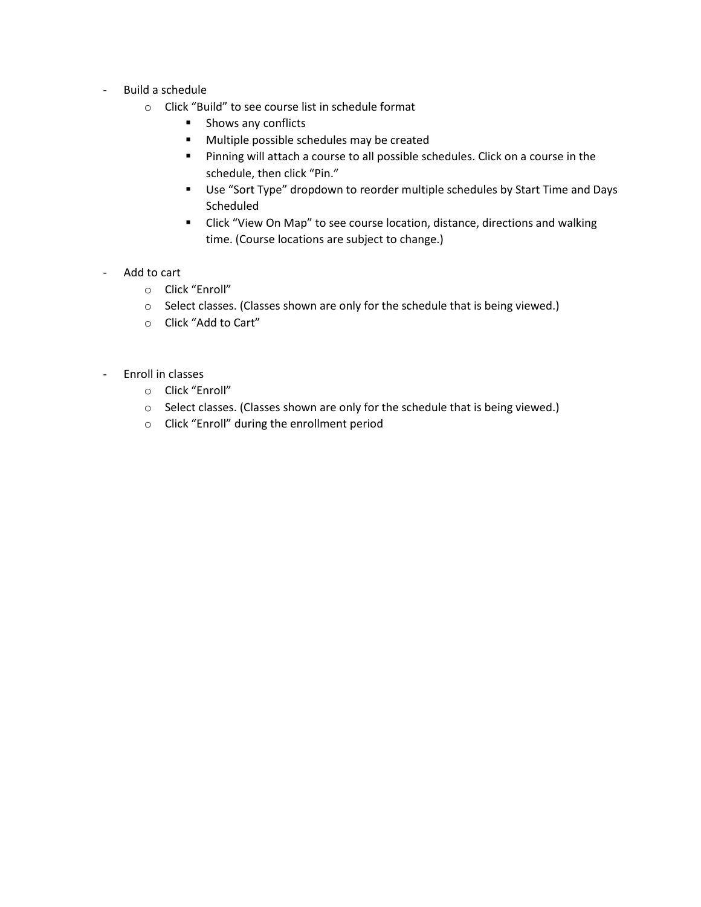- Build a schedule
  - Click “Build” to see course list in schedule format
    - Shows any conflicts
    - Multiple possible schedules may be created
    - Pinning will attach a course to all possible schedules. Click on a course in the schedule, then click “Pin.”
    - Use “Sort Type” dropdown to reorder multiple schedules by Start Time and Days Scheduled
    - Click “View On Map” to see course location, distance, directions and walking time. (Course locations are subject to change.)

- Add to cart
  - Click “Enroll”
  - Select classes. (Classes shown are only for the schedule that is being viewed.)
  - Click “Add to Cart”

- Enroll in classes
  - Click “Enroll”
  - Select classes. (Classes shown are only for the schedule that is being viewed.)
  - Click “Enroll” during the enrollment period